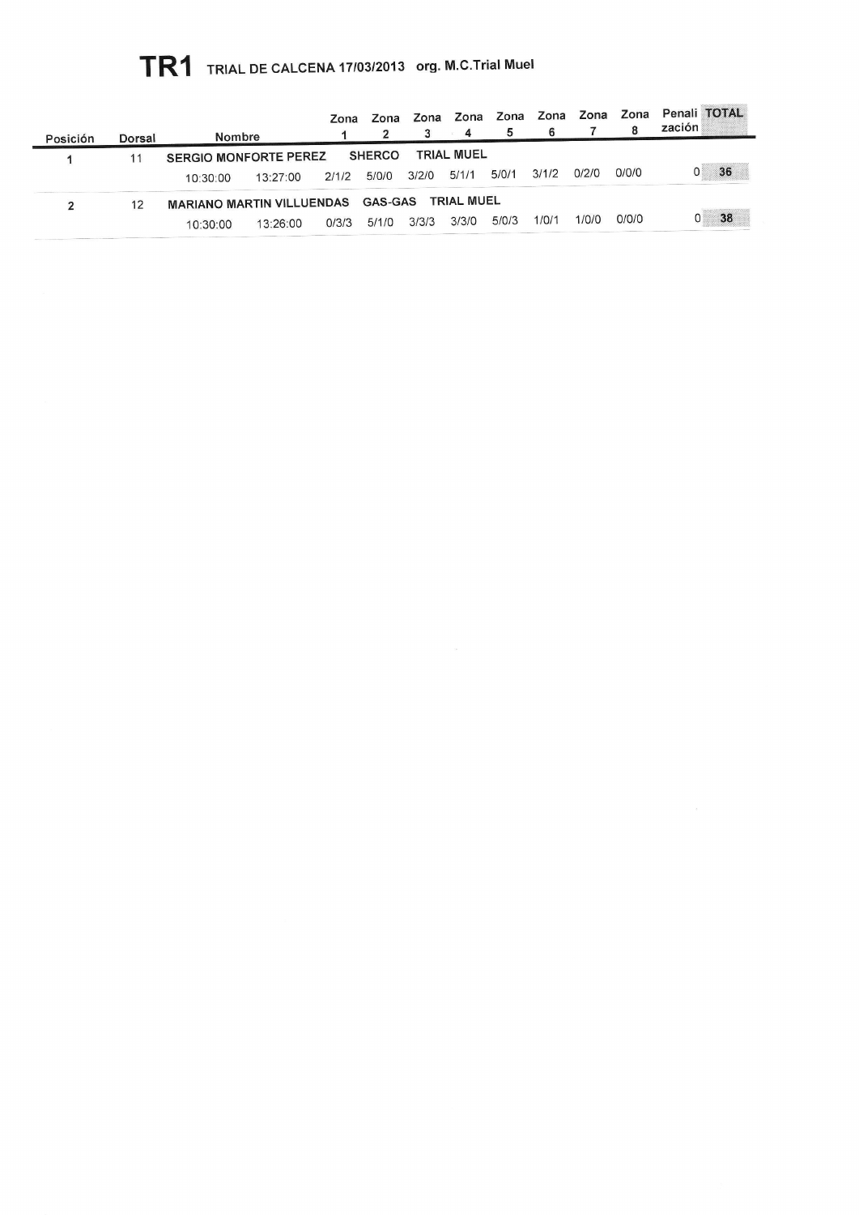# TR1 TRIAL DE CALCENA 17/03/2013 org. M.C.Trial Muel

| Posición | Dorsal | Nombre | | Zona 1 | Zona 2 | Zona 3 | Zona 4 | Zona 5 | Zona 6 | Zona 7 | Zona 8 | Penalización | TOTAL |
|---|---|---|---|---|---|---|---|---|---|---|---|---|---|
| 1 | 11 | SERGIO MONFORTE PEREZ SHERCO TRIAL MUEL | | | | | | | | | | | |
| | | 10:30:00 | 13:27:00 | 2/1/2 | 5/0/0 | 3/2/0 | 5/1/1 | 5/0/1 | 3/1/2 | 0/2/0 | 0/0/0 | 0 | 36 |
| 2 | 12 | MARIANO MARTIN VILLUENDAS GAS-GAS TRIAL MUEL | | | | | | | | | | | |
| | | 10:30:00 | 13:26:00 | 0/3/3 | 5/1/0 | 3/3/3 | 3/3/0 | 5/0/3 | 1/0/1 | 1/0/0 | 0/0/0 | 0 | 38 |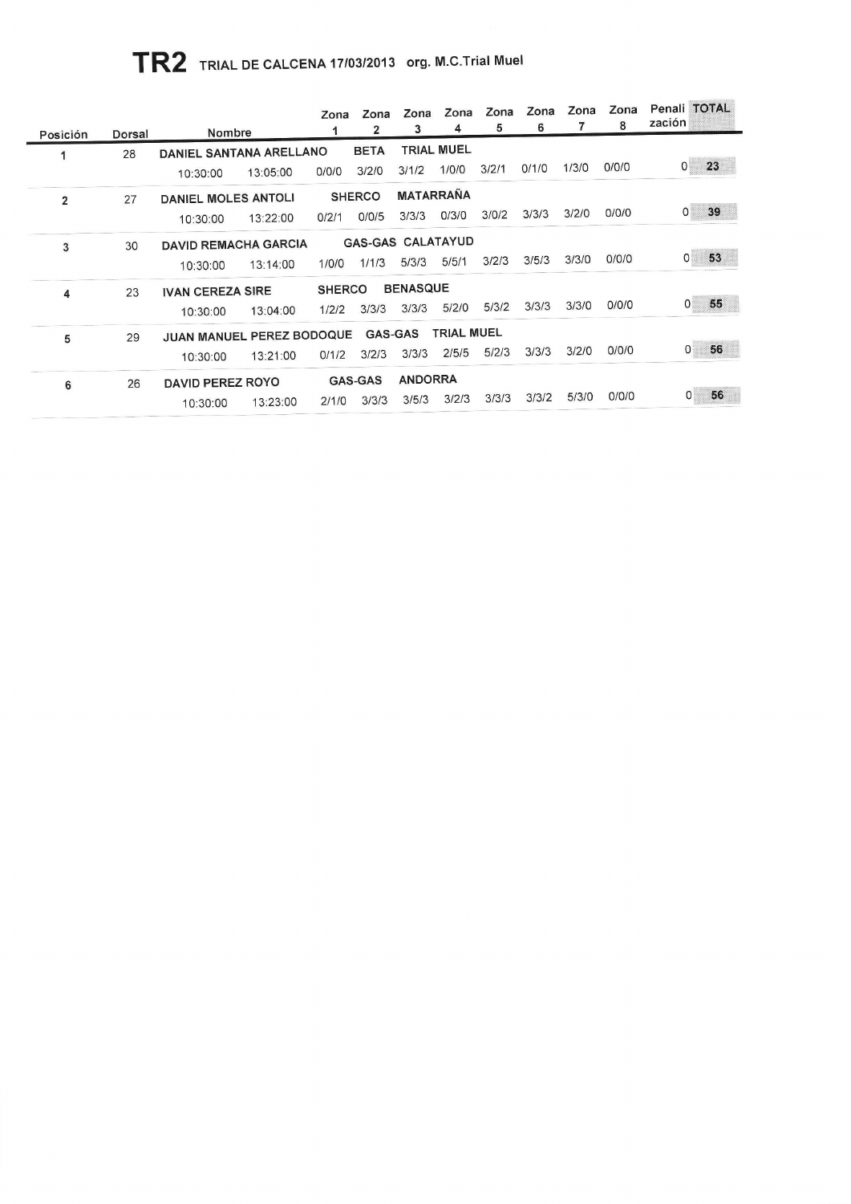# TR2 TRIAL DE CALCENA 17/03/2013 org. M.C.Trial Muel

| Posición | Dorsal | Nombre | | Zona 1 | Zona 2 | Zona 3 | Zona 4 | Zona 5 | Zona 6 | Zona 7 | Zona 8 | Penalización | TOTAL |
|---|---|---|---|---|---|---|---|---|---|---|---|---|---|
| 1 | 28 | DANIEL SANTANA ARELLANO | | | BETA | TRIAL MUEL | | | | | | | |
| | | 10:30:00 | 13:05:00 | 0/0/0 | 3/2/0 | 3/1/2 | 1/0/0 | 3/2/1 | 0/1/0 | 1/3/0 | 0/0/0 | 0 | **23** |
| 2 | 27 | DANIEL MOLES ANTOLI | | | SHERCO | MATARRAÑA | | | | | | | |
| | | 10:30:00 | 13:22:00 | 0/2/1 | 0/0/5 | 3/3/3 | 0/3/0 | 3/0/2 | 3/3/3 | 3/2/0 | 0/0/0 | 0 | **39** |
| 3 | 30 | DAVID REMACHA GARCIA | | | GAS-GAS | CALATAYUD | | | | | | | |
| | | 10:30:00 | 13:14:00 | 1/0/0 | 1/1/3 | 5/3/3 | 5/5/1 | 3/2/3 | 3/5/3 | 3/3/0 | 0/0/0 | 0 | **53** |
| 4 | 23 | IVAN CEREZA SIRE | | | SHERCO | BENASQUE | | | | | | | |
| | | 10:30:00 | 13:04:00 | 1/2/2 | 3/3/3 | 3/3/3 | 5/2/0 | 5/3/2 | 3/3/3 | 3/3/0 | 0/0/0 | 0 | **55** |
| 5 | 29 | JUAN MANUEL PEREZ BODOQUE | | | GAS-GAS | TRIAL MUEL | | | | | | | |
| | | 10:30:00 | 13:21:00 | 0/1/2 | 3/2/3 | 3/3/3 | 2/5/5 | 5/2/3 | 3/3/3 | 3/2/0 | 0/0/0 | 0 | **56** |
| 6 | 26 | DAVID PEREZ ROYO | | | GAS-GAS | ANDORRA | | | | | | | |
| | | 10:30:00 | 13:23:00 | 2/1/0 | 3/3/3 | 3/5/3 | 3/2/3 | 3/3/3 | 3/3/2 | 5/3/0 | 0/0/0 | 0 | **56** |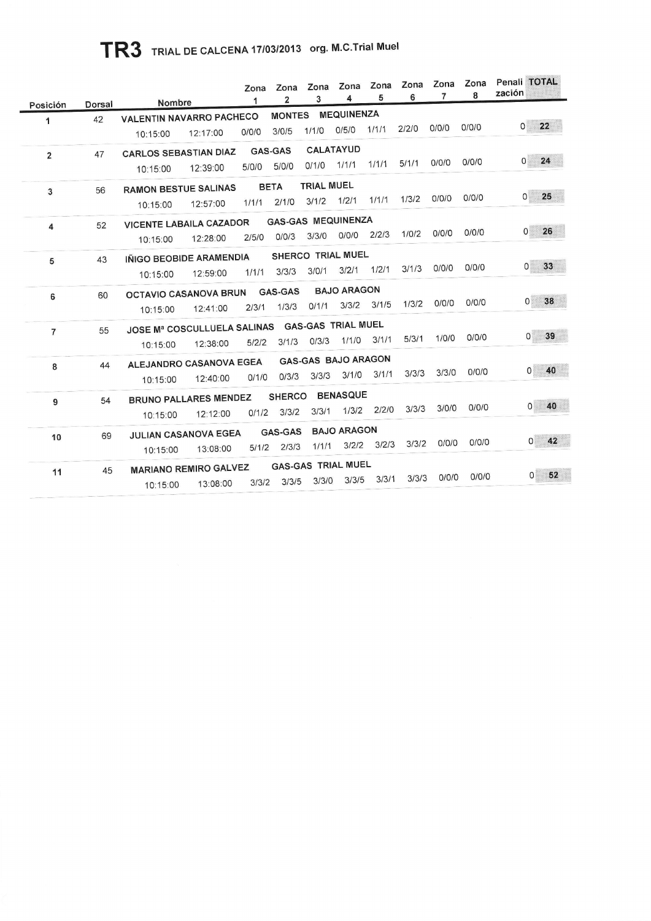# TR3 TRIAL DE CALCENA 17/03/2013 org. M.C.Trial Muel

| Posición | Dorsal | Nombre | | | Zona 1 | Zona 2 | Zona 3 | Zona 4 | Zona 5 | Zona 6 | Zona 7 | Zona 8 | Penalización | TOTAL |
|---|---|---|---|---|---|---|---|---|---|---|---|---|---|---|
| 1 | 42 | VALENTIN NAVARRO PACHECO | MONTES | MEQUINENZA | | | | | | | | | | |
| | | 10:15:00 | 12:17:00 | | 0/0/0 | 3/0/5 | 1/1/0 | 0/5/0 | 1/1/1 | 2/2/0 | 0/0/0 | 0/0/0 | 0 | 22 |
| 2 | 47 | CARLOS SEBASTIAN DIAZ | GAS-GAS | CALATAYUD | | | | | | | | | | |
| | | 10:15:00 | 12:39:00 | | 5/0/0 | 5/0/0 | 0/1/0 | 1/1/1 | 1/1/1 | 5/1/1 | 0/0/0 | 0/0/0 | 0 | 24 |
| 3 | 56 | RAMON BESTUE SALINAS | BETA | TRIAL MUEL | | | | | | | | | | |
| | | 10:15:00 | 12:57:00 | | 1/1/1 | 2/1/0 | 3/1/2 | 1/2/1 | 1/1/1 | 1/3/2 | 0/0/0 | 0/0/0 | 0 | 25 |
| 4 | 52 | VICENTE LABAILA CAZADOR | GAS-GAS | MEQUINENZA | | | | | | | | | | |
| | | 10:15:00 | 12:28:00 | | 2/5/0 | 0/0/3 | 3/3/0 | 0/0/0 | 2/2/3 | 1/0/2 | 0/0/0 | 0/0/0 | 0 | 26 |
| 5 | 43 | IÑIGO BEOBIDE ARAMENDIA | SHERCO | TRIAL MUEL | | | | | | | | | | |
| | | 10:15:00 | 12:59:00 | | 1/1/1 | 3/3/3 | 3/0/1 | 3/2/1 | 1/2/1 | 3/1/3 | 0/0/0 | 0/0/0 | 0 | 33 |
| 6 | 60 | OCTAVIO CASANOVA BRUN | GAS-GAS | BAJO ARAGON | | | | | | | | | | |
| | | 10:15:00 | 12:41:00 | | 2/3/1 | 1/3/3 | 0/1/1 | 3/3/2 | 3/1/5 | 1/3/2 | 0/0/0 | 0/0/0 | 0 | 38 |
| 7 | 55 | JOSE Mª COSCULLUELA SALINAS | GAS-GAS | TRIAL MUEL | | | | | | | | | | |
| | | 10:15:00 | 12:38:00 | | 5/2/2 | 3/1/3 | 0/3/3 | 1/1/0 | 3/1/1 | 5/3/1 | 1/0/0 | 0/0/0 | 0 | 39 |
| 8 | 44 | ALEJANDRO CASANOVA EGEA | GAS-GAS | BAJO ARAGON | | | | | | | | | | |
| | | 10:15:00 | 12:40:00 | | 0/1/0 | 0/3/3 | 3/3/3 | 3/1/0 | 3/1/1 | 3/3/3 | 3/3/0 | 0/0/0 | 0 | 40 |
| 9 | 54 | BRUNO PALLARES MENDEZ | SHERCO | BENASQUE | | | | | | | | | | |
| | | 10:15:00 | 12:12:00 | | 0/1/2 | 3/3/2 | 3/3/1 | 1/3/2 | 2/2/0 | 3/3/3 | 3/0/0 | 0/0/0 | 0 | 40 |
| 10 | 69 | JULIAN CASANOVA EGEA | GAS-GAS | BAJO ARAGON | | | | | | | | | | |
| | | 10:15:00 | 13:08:00 | | 5/1/2 | 2/3/3 | 1/1/1 | 3/2/2 | 3/2/3 | 3/3/2 | 0/0/0 | 0/0/0 | 0 | 42 |
| 11 | 45 | MARIANO REMIRO GALVEZ | GAS-GAS | TRIAL MUEL | | | | | | | | | | |
| | | 10:15:00 | 13:08:00 | | 3/3/2 | 3/3/5 | 3/3/0 | 3/3/5 | 3/3/1 | 3/3/3 | 0/0/0 | 0/0/0 | 0 | 52 |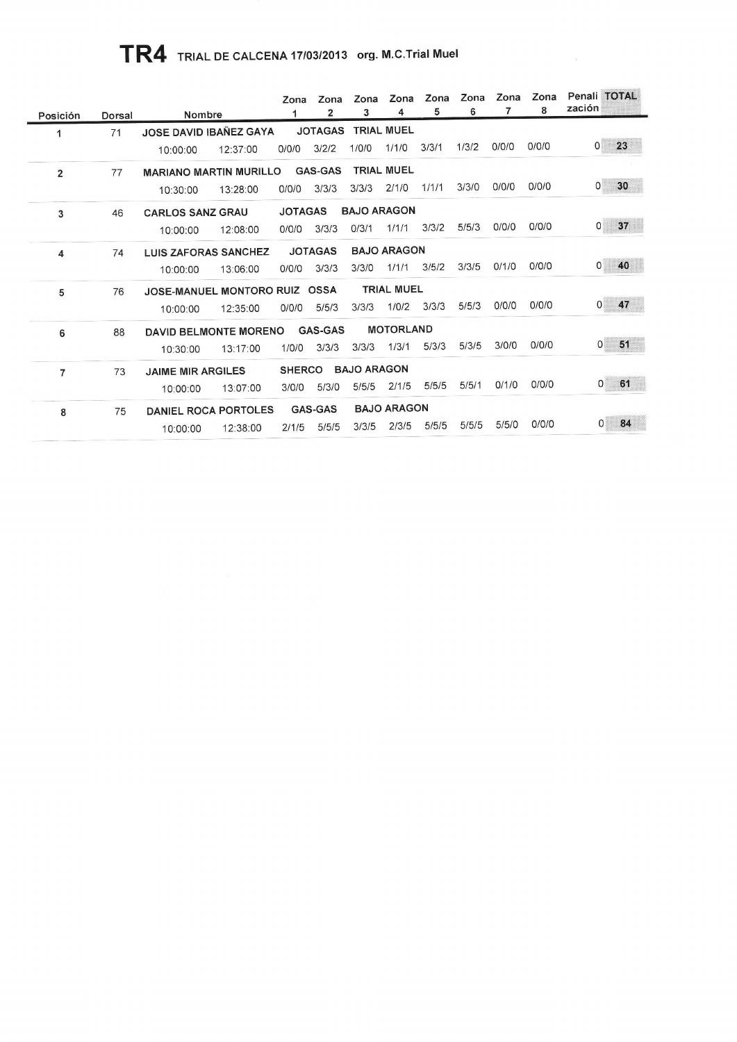# TR4 TRIAL DE CALCENA 17/03/2013 org. M.C.Trial Muel

| Posición | Dorsal | Nombre | | Zona 1 | Zona 2 | Zona 3 | Zona 4 | Zona 5 | Zona 6 | Zona 7 | Zona 8 | Penalización | TOTAL |
|---|---|---|---|---|---|---|---|---|---|---|---|---|---|
| 1 | 71 | JOSE DAVID IBAÑEZ GAYA | JOTAGAS TRIAL MUEL | | | | | | | | | | |
| | | 10:00:00 | 12:37:00 | 0/0/0 | 3/2/2 | 1/0/0 | 1/1/0 | 3/3/1 | 1/3/2 | 0/0/0 | 0/0/0 | 0 | 23 |
| 2 | 77 | MARIANO MARTIN MURILLO | GAS-GAS TRIAL MUEL | | | | | | | | | | |
| | | 10:30:00 | 13:28:00 | 0/0/0 | 3/3/3 | 3/3/3 | 2/1/0 | 1/1/1 | 3/3/0 | 0/0/0 | 0/0/0 | 0 | 30 |
| 3 | 46 | CARLOS SANZ GRAU | JOTAGAS BAJO ARAGON | | | | | | | | | | |
| | | 10:00:00 | 12:08:00 | 0/0/0 | 3/3/3 | 0/3/1 | 1/1/1 | 3/3/2 | 5/5/3 | 0/0/0 | 0/0/0 | 0 | 37 |
| 4 | 74 | LUIS ZAFORAS SANCHEZ | JOTAGAS BAJO ARAGON | | | | | | | | | | |
| | | 10:00:00 | 13:06:00 | 0/0/0 | 3/3/3 | 3/3/0 | 1/1/1 | 3/5/2 | 3/3/5 | 0/1/0 | 0/0/0 | 0 | 40 |
| 5 | 76 | JOSE-MANUEL MONTORO RUIZ | OSSA TRIAL MUEL | | | | | | | | | | |
| | | 10:00:00 | 12:35:00 | 0/0/0 | 5/5/3 | 3/3/3 | 1/0/2 | 3/3/3 | 5/5/3 | 0/0/0 | 0/0/0 | 0 | 47 |
| 6 | 88 | DAVID BELMONTE MORENO | GAS-GAS MOTORLAND | | | | | | | | | | |
| | | 10:30:00 | 13:17:00 | 1/0/0 | 3/3/3 | 3/3/3 | 1/3/1 | 5/3/3 | 5/3/5 | 3/0/0 | 0/0/0 | 0 | 51 |
| 7 | 73 | JAIME MIR ARGILES | SHERCO BAJO ARAGON | | | | | | | | | | |
| | | 10:00:00 | 13:07:00 | 3/0/0 | 5/3/0 | 5/5/5 | 2/1/5 | 5/5/5 | 5/5/1 | 0/1/0 | 0/0/0 | 0 | 61 |
| 8 | 75 | DANIEL ROCA PORTOLES | GAS-GAS BAJO ARAGON | | | | | | | | | | |
| | | 10:00:00 | 12:38:00 | 2/1/5 | 5/5/5 | 3/3/5 | 2/3/5 | 5/5/5 | 5/5/5 | 5/5/0 | 0/0/0 | 0 | 84 |